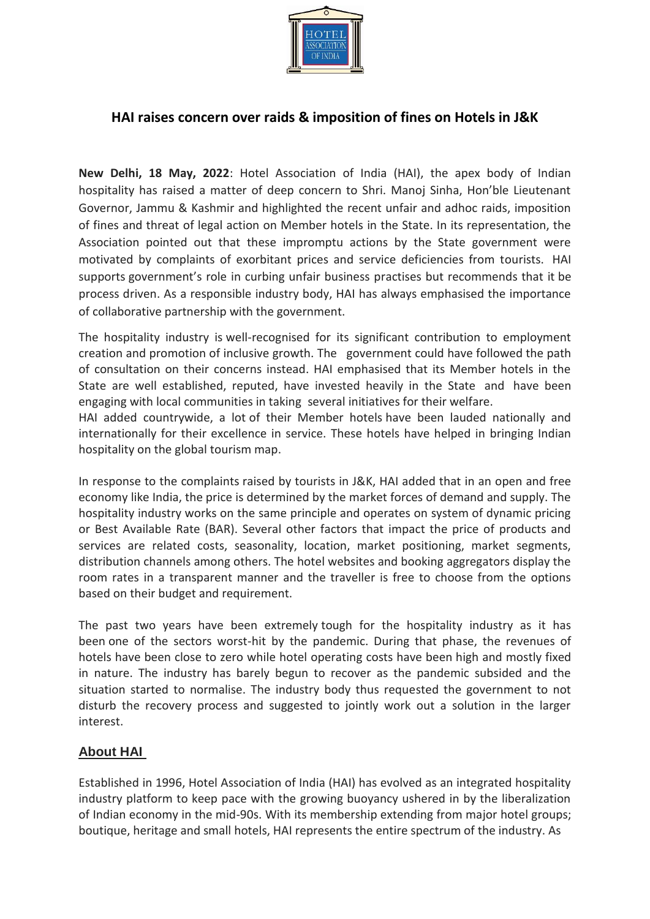## HAI raises concern over raids & imposition of fines on Hotels in J&K

**New Delhi, 18 May, 2022**: Hotel Association of India (HAI), the apex body of Indian hospitality has raised a matter of deep concern to Shri. Manoj Sinha, Hon'ble Lieutenant Governor, Jammu & Kashmir and highlighted the recent unfair and adhoc raids, imposition of fines and threat of legal action on Member hotels in the State. In its representation, the Association pointed out that these impromptu actions by the State government were motivated by complaints of exorbitant prices and service deficiencies from tourists. HAI supports government's role in curbing unfair business practises but recommends that it be process driven. As a responsible industry body, HAI has always emphasised the importance of collaborative partnership with the government.

The hospitality industry is well-recognised for its significant contribution to employment creation and promotion of inclusive growth. The government could have followed the path of consultation on their concerns instead. HAI emphasised that its Member hotels in the State are well established, reputed, have invested heavily in the State and have been engaging with local communities in taking several initiatives for their welfare.

HAI added countrywide, a lot of their Member hotels have been lauded nationally and internationally for their excellence in service. These hotels have helped in bringing Indian hospitality on the global tourism map.

In response to the complaints raised by tourists in J&K, HAI added that in an open and free economy like India, the price is determined by the market forces of demand and supply. The hospitality industry works on the same principle and operates on system of dynamic pricing or Best Available Rate (BAR). Several other factors that impact the price of products and services are related costs, seasonality, location, market positioning, market segments, distribution channels among others. The hotel websites and booking aggregators display the room rates in a transparent manner and the traveller is free to choose from the options based on their budget and requirement.

The past two years have been extremely tough for the hospitality industry as it has been one of the sectors worst-hit by the pandemic. During that phase, the revenues of hotels have been close to zero while hotel operating costs have been high and mostly fixed in nature. The industry has barely begun to recover as the pandemic subsided and the situation started to normalise. The industry body thus requested the government to not disturb the recovery process and suggested to jointly work out a solution in the larger interest.

### About HAI

Established in 1996, Hotel Association of India (HAI) has evolved as an integrated hospitality industry platform to keep pace with the growing buoyancy ushered in by the liberalization of Indian economy in the mid-90s. With its membership extending from major hotel groups; boutique, heritage and small hotels, HAI represents the entire spectrum of the industry. As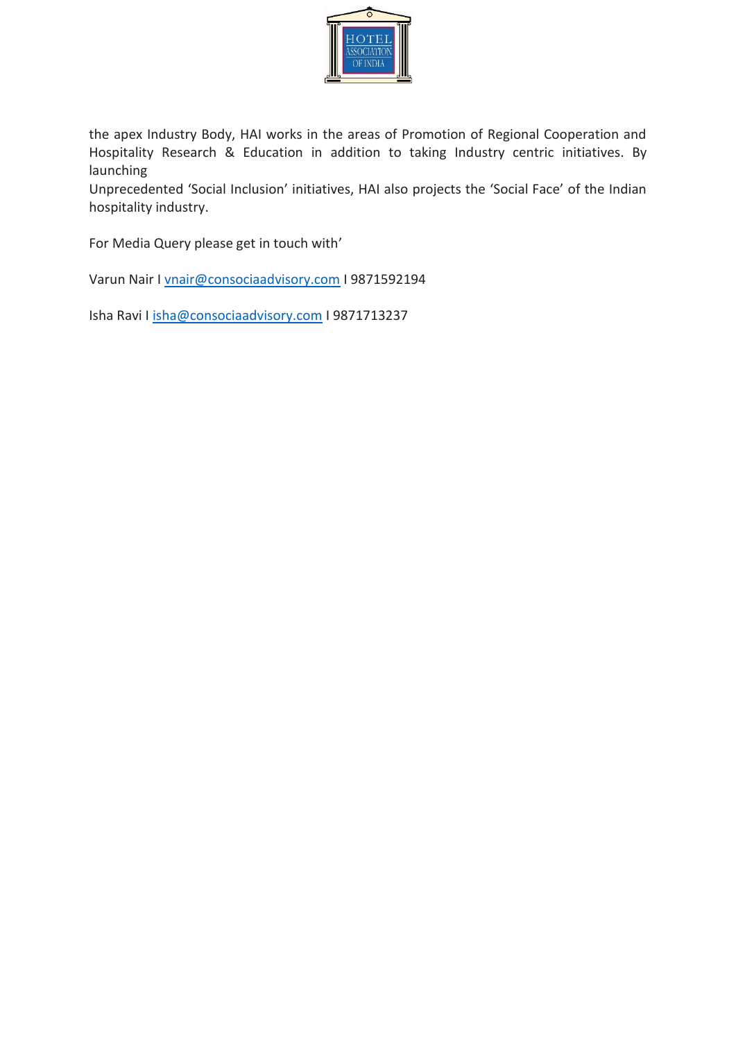the apex Industry Body, HAI works in the areas of Promotion of Regional Cooperation and Hospitality Research & Education in addition to taking Industry centric initiatives. By launching

Unprecedented 'Social Inclusion' initiatives, HAI also projects the 'Social Face' of the Indian hospitality industry.

For Media Query please get in touch with'

Varun Nair I vnair@consociaadvisory.com I 9871592194

Isha Ravi I isha@consociaadvisory.com I 9871713237